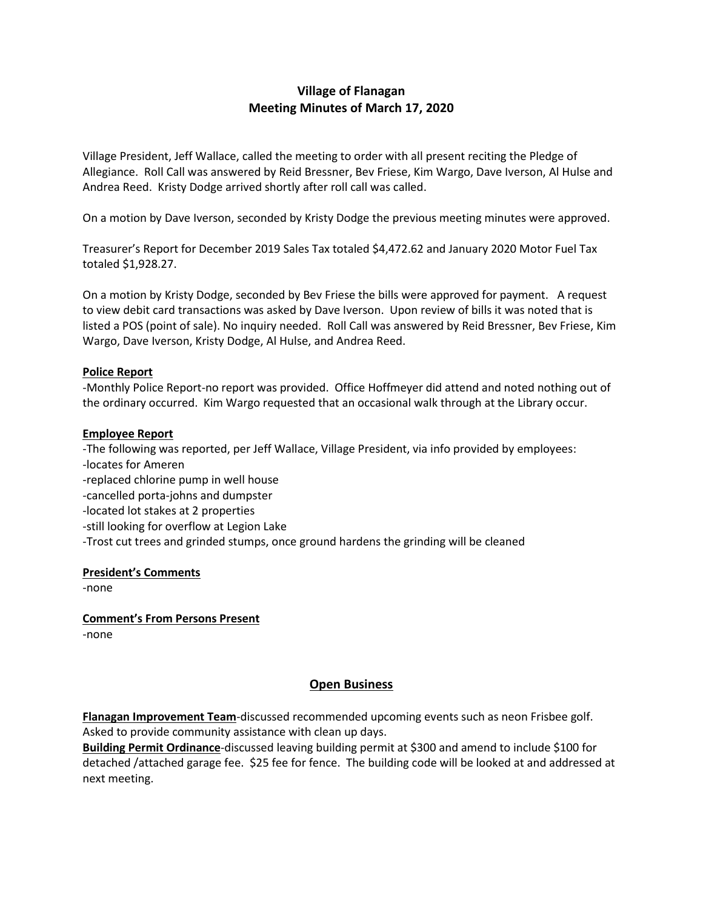# Village of Flanagan
## Meeting Minutes of March 17, 2020

Village President, Jeff Wallace, called the meeting to order with all present reciting the Pledge of Allegiance. Roll Call was answered by Reid Bressner, Bev Friese, Kim Wargo, Dave Iverson, Al Hulse and Andrea Reed. Kristy Dodge arrived shortly after roll call was called.

On a motion by Dave Iverson, seconded by Kristy Dodge the previous meeting minutes were approved.

Treasurer's Report for December 2019 Sales Tax totaled $4,472.62 and January 2020 Motor Fuel Tax totaled $1,928.27.

On a motion by Kristy Dodge, seconded by Bev Friese the bills were approved for payment. A request to view debit card transactions was asked by Dave Iverson. Upon review of bills it was noted that is listed a POS (point of sale). No inquiry needed. Roll Call was answered by Reid Bressner, Bev Friese, Kim Wargo, Dave Iverson, Kristy Dodge, Al Hulse, and Andrea Reed.

**Police Report**

-Monthly Police Report-no report was provided. Office Hoffmeyer did attend and noted nothing out of the ordinary occurred. Kim Wargo requested that an occasional walk through at the Library occur.

**Employee Report**

-The following was reported, per Jeff Wallace, Village President, via info provided by employees:
-locates for Ameren
-replaced chlorine pump in well house
-cancelled porta-johns and dumpster
-located lot stakes at 2 properties
-still looking for overflow at Legion Lake
-Trost cut trees and grinded stumps, once ground hardens the grinding will be cleaned

**President's Comments**

-none

**Comment's From Persons Present**

-none

## Open Business

**Flanagan Improvement Team**-discussed recommended upcoming events such as neon Frisbee golf. Asked to provide community assistance with clean up days.

**Building Permit Ordinance**-discussed leaving building permit at $300 and amend to include $100 for detached /attached garage fee. $25 fee for fence. The building code will be looked at and addressed at next meeting.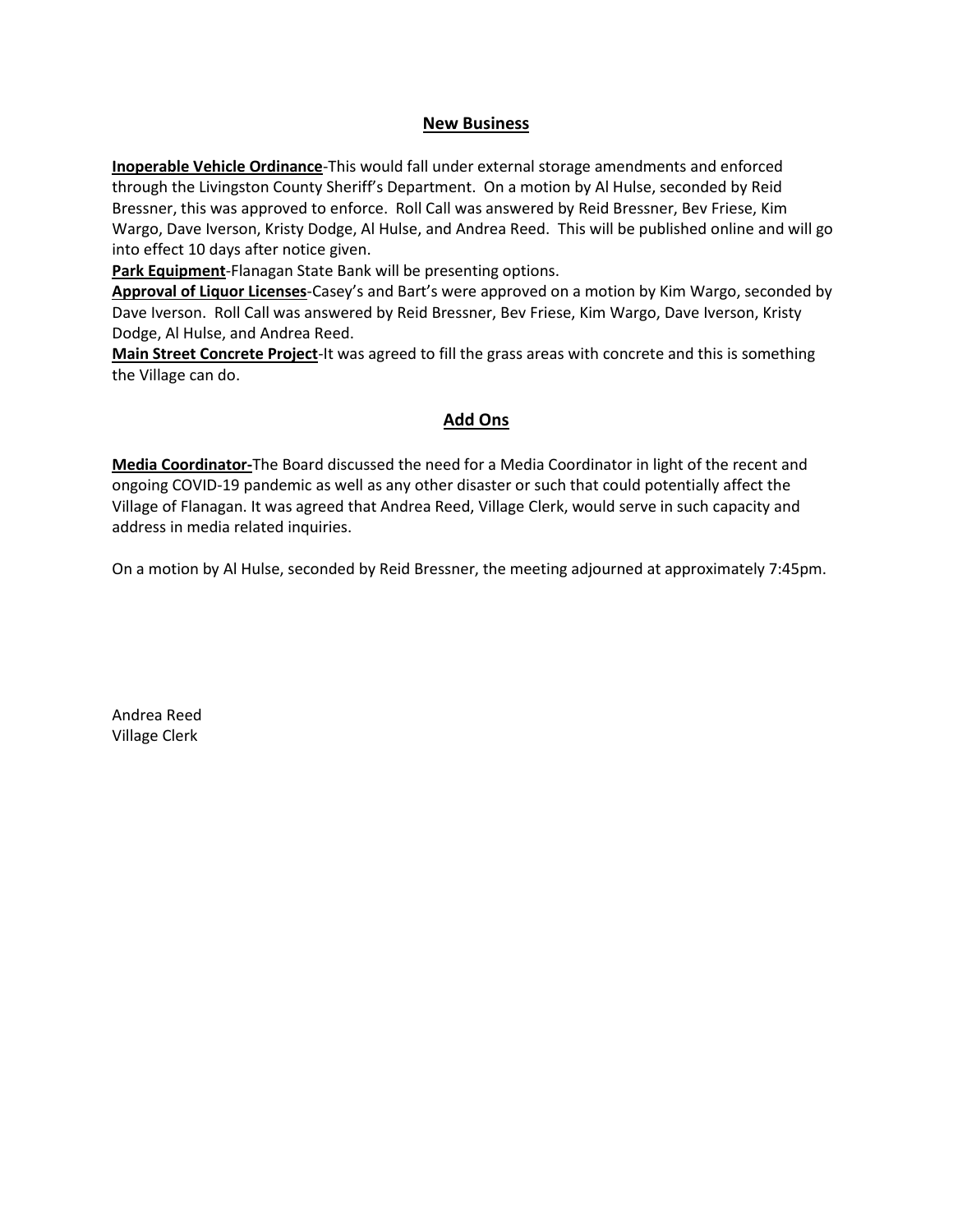## New Business

**Inoperable Vehicle Ordinance**-This would fall under external storage amendments and enforced through the Livingston County Sheriff's Department. On a motion by Al Hulse, seconded by Reid Bressner, this was approved to enforce. Roll Call was answered by Reid Bressner, Bev Friese, Kim Wargo, Dave Iverson, Kristy Dodge, Al Hulse, and Andrea Reed. This will be published online and will go into effect 10 days after notice given.

**Park Equipment**-Flanagan State Bank will be presenting options.

**Approval of Liquor Licenses**-Casey's and Bart's were approved on a motion by Kim Wargo, seconded by Dave Iverson. Roll Call was answered by Reid Bressner, Bev Friese, Kim Wargo, Dave Iverson, Kristy Dodge, Al Hulse, and Andrea Reed.

**Main Street Concrete Project**-It was agreed to fill the grass areas with concrete and this is something the Village can do.

## Add Ons

**Media Coordinator-**The Board discussed the need for a Media Coordinator in light of the recent and ongoing COVID-19 pandemic as well as any other disaster or such that could potentially affect the Village of Flanagan. It was agreed that Andrea Reed, Village Clerk, would serve in such capacity and address in media related inquiries.

On a motion by Al Hulse, seconded by Reid Bressner, the meeting adjourned at approximately 7:45pm.

Andrea Reed
Village Clerk